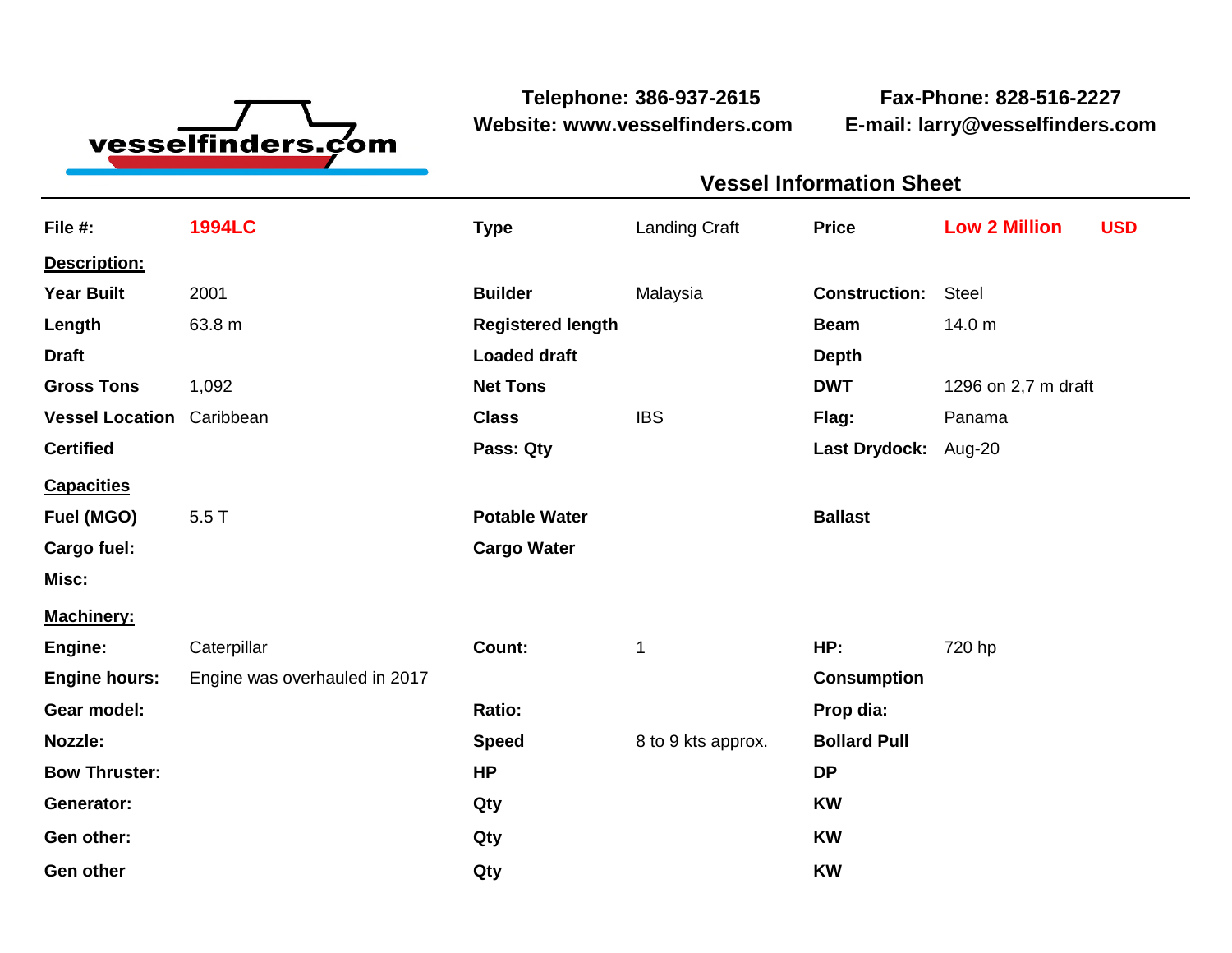vesselfinders.com

**Telephone: 386-937-2615**
**Website: www.vesselfinders.com**

**Fax-Phone: 828-516-2227**
**E-mail: larry@vesselfinders.com**

## Vessel Information Sheet

| | | | | | |
|---|---|---|---|---|---|
| **File #:** | **1994LC** | **Type** | Landing Craft | **Price** | **Low 2 Million USD** |

**Description:**

| | | | | | |
|---|---|---|---|---|---|
| **Year Built** | 2001 | **Builder** | Malaysia | **Construction:** | Steel |
| **Length** | 63.8 m | **Registered length** | | **Beam** | 14.0 m |
| **Draft** | | **Loaded draft** | | **Depth** | |
| **Gross Tons** | 1,092 | **Net Tons** | | **DWT** | 1296 on 2,7 m draft |
| **Vessel Location** | Caribbean | **Class** | IBS | **Flag:** | Panama |
| **Certified** | | **Pass: Qty** | | **Last Drydock:** | Aug-20 |

**Capacities**

| | | | | | |
|---|---|---|---|---|---|
| **Fuel (MGO)** | 5.5 T | **Potable Water** | | **Ballast** | |
| **Cargo fuel:** | | **Cargo Water** | | | |
| **Misc:** | | | | | |

**Machinery:**

| | | | | | |
|---|---|---|---|---|---|
| **Engine:** | Caterpillar | **Count:** | 1 | **HP:** | 720 hp |
| **Engine hours:** | Engine was overhauled in 2017 | | | **Consumption** | |
| **Gear model:** | | **Ratio:** | | **Prop dia:** | |
| **Nozzle:** | | **Speed** | 8 to 9 kts approx. | **Bollard Pull** | |
| **Bow Thruster:** | | **HP** | | **DP** | |
| **Generator:** | | **Qty** | | **KW** | |
| **Gen other:** | | **Qty** | | **KW** | |
| **Gen other** | | **Qty** | | **KW** | |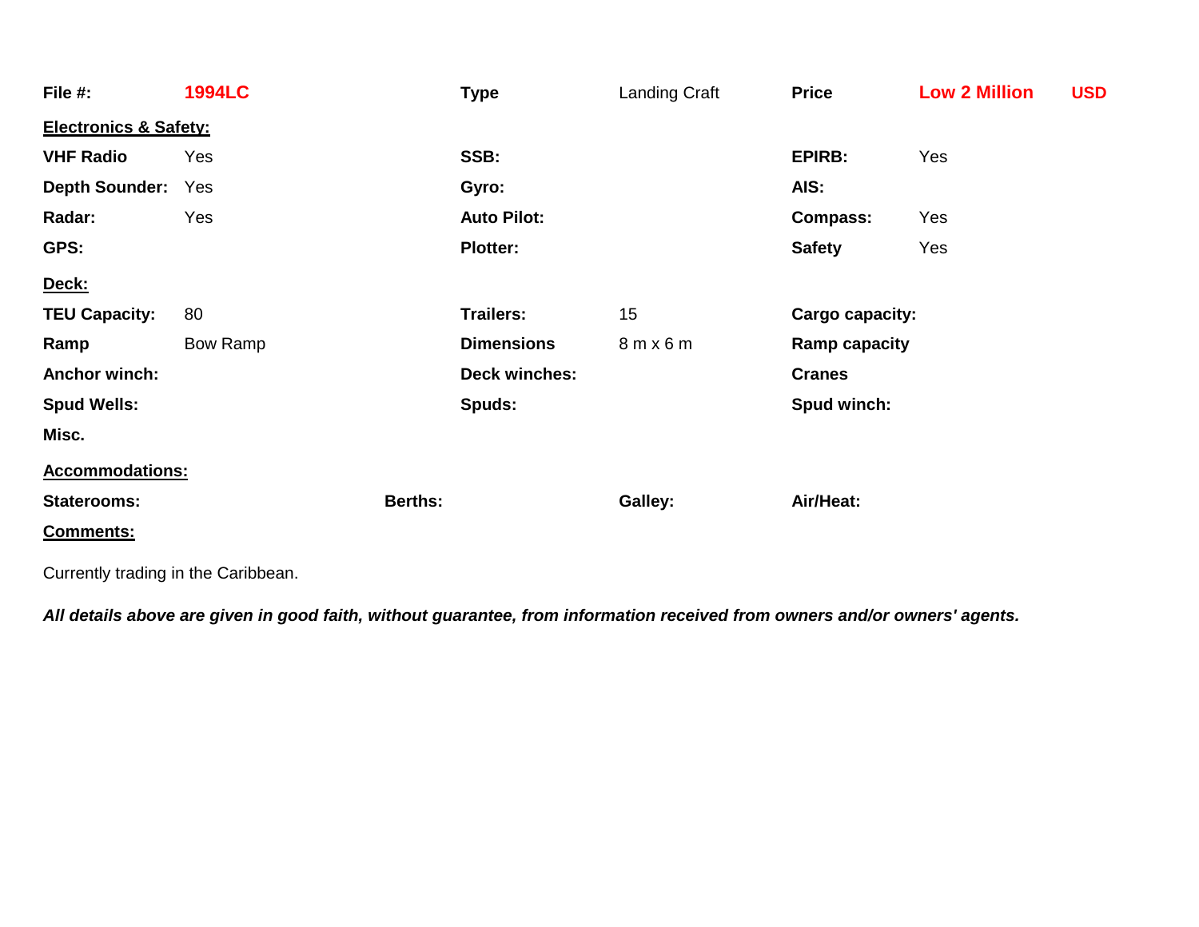| | | | | | | |
|---|---|---|---|---|---|---|
| **File #:** | **1994LC** | **Type** | Landing Craft | **Price** | **Low 2 Million** | **USD** |

**Electronics & Safety:**

| | | | | | |
|---|---|---|---|---|---|
| **VHF Radio** | Yes | **SSB:** | | **EPIRB:** | Yes |
| **Depth Sounder:** | Yes | **Gyro:** | | **AIS:** | |
| **Radar:** | Yes | **Auto Pilot:** | | **Compass:** | Yes |
| **GPS:** | | **Plotter:** | | **Safety** | Yes |

**Deck:**

| | | | | | |
|---|---|---|---|---|---|
| **TEU Capacity:** | 80 | **Trailers:** | 15 | **Cargo capacity:** | |
| **Ramp** | Bow Ramp | **Dimensions** | 8 m x 6 m | **Ramp capacity** | |
| **Anchor winch:** | | **Deck winches:** | | **Cranes** | |
| **Spud Wells:** | | **Spuds:** | | **Spud winch:** | |
| **Misc.** | | | | | |

**Accommodations:**

| | | | |
|---|---|---|---|
| **Staterooms:** | **Berths:** | **Galley:** | **Air/Heat:** |

**Comments:**

Currently trading in the Caribbean.

***All details above are given in good faith, without guarantee, from information received from owners and/or owners' agents.***